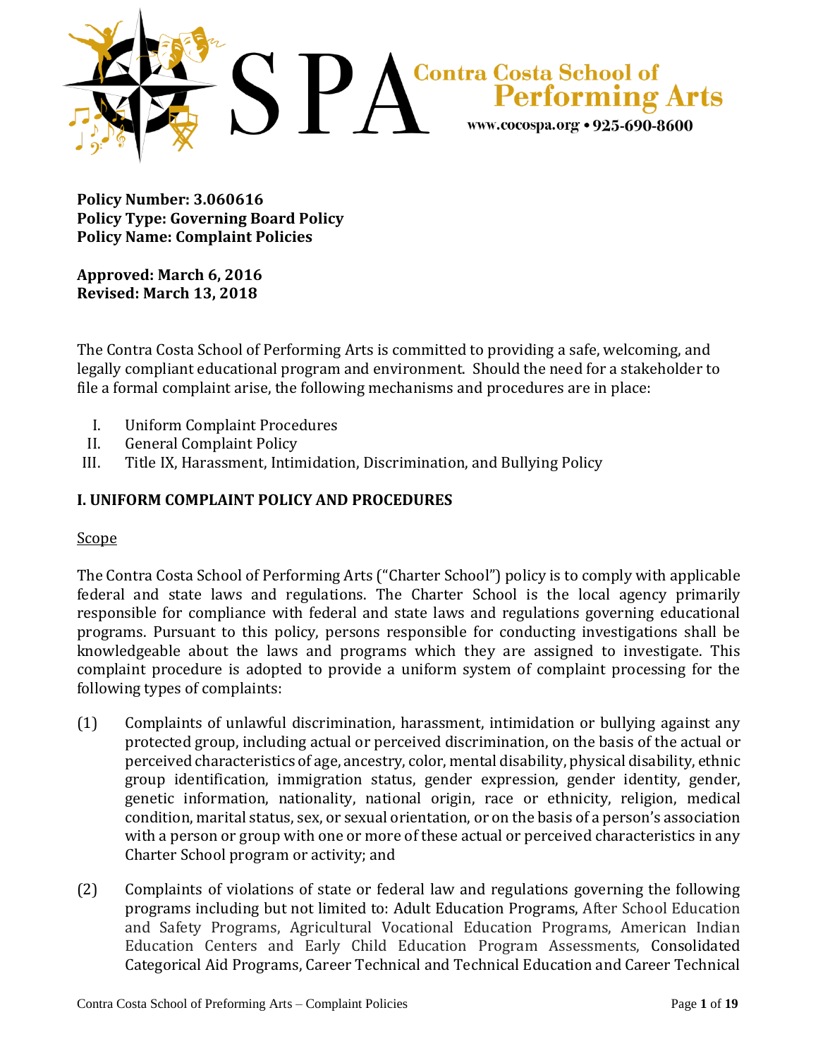SPA Contra Costa School of Performing Arts
www.cocospa.org • 925-690-8600

**Policy Number: 3.060616**
**Policy Type: Governing Board Policy**
**Policy Name: Complaint Policies**

**Approved: March 6, 2016**
**Revised: March 13, 2018**

The Contra Costa School of Performing Arts is committed to providing a safe, welcoming, and legally compliant educational program and environment. Should the need for a stakeholder to file a formal complaint arise, the following mechanisms and procedures are in place:

I. Uniform Complaint Procedures
II. General Complaint Policy
III. Title IX, Harassment, Intimidation, Discrimination, and Bullying Policy

## I. UNIFORM COMPLAINT POLICY AND PROCEDURES

Scope

The Contra Costa School of Performing Arts ("Charter School") policy is to comply with applicable federal and state laws and regulations. The Charter School is the local agency primarily responsible for compliance with federal and state laws and regulations governing educational programs. Pursuant to this policy, persons responsible for conducting investigations shall be knowledgeable about the laws and programs which they are assigned to investigate. This complaint procedure is adopted to provide a uniform system of complaint processing for the following types of complaints:

(1) Complaints of unlawful discrimination, harassment, intimidation or bullying against any protected group, including actual or perceived discrimination, on the basis of the actual or perceived characteristics of age, ancestry, color, mental disability, physical disability, ethnic group identification, immigration status, gender expression, gender identity, gender, genetic information, nationality, national origin, race or ethnicity, religion, medical condition, marital status, sex, or sexual orientation, or on the basis of a person's association with a person or group with one or more of these actual or perceived characteristics in any Charter School program or activity; and

(2) Complaints of violations of state or federal law and regulations governing the following programs including but not limited to: Adult Education Programs, After School Education and Safety Programs, Agricultural Vocational Education Programs, American Indian Education Centers and Early Child Education Program Assessments, Consolidated Categorical Aid Programs, Career Technical and Technical Education and Career Technical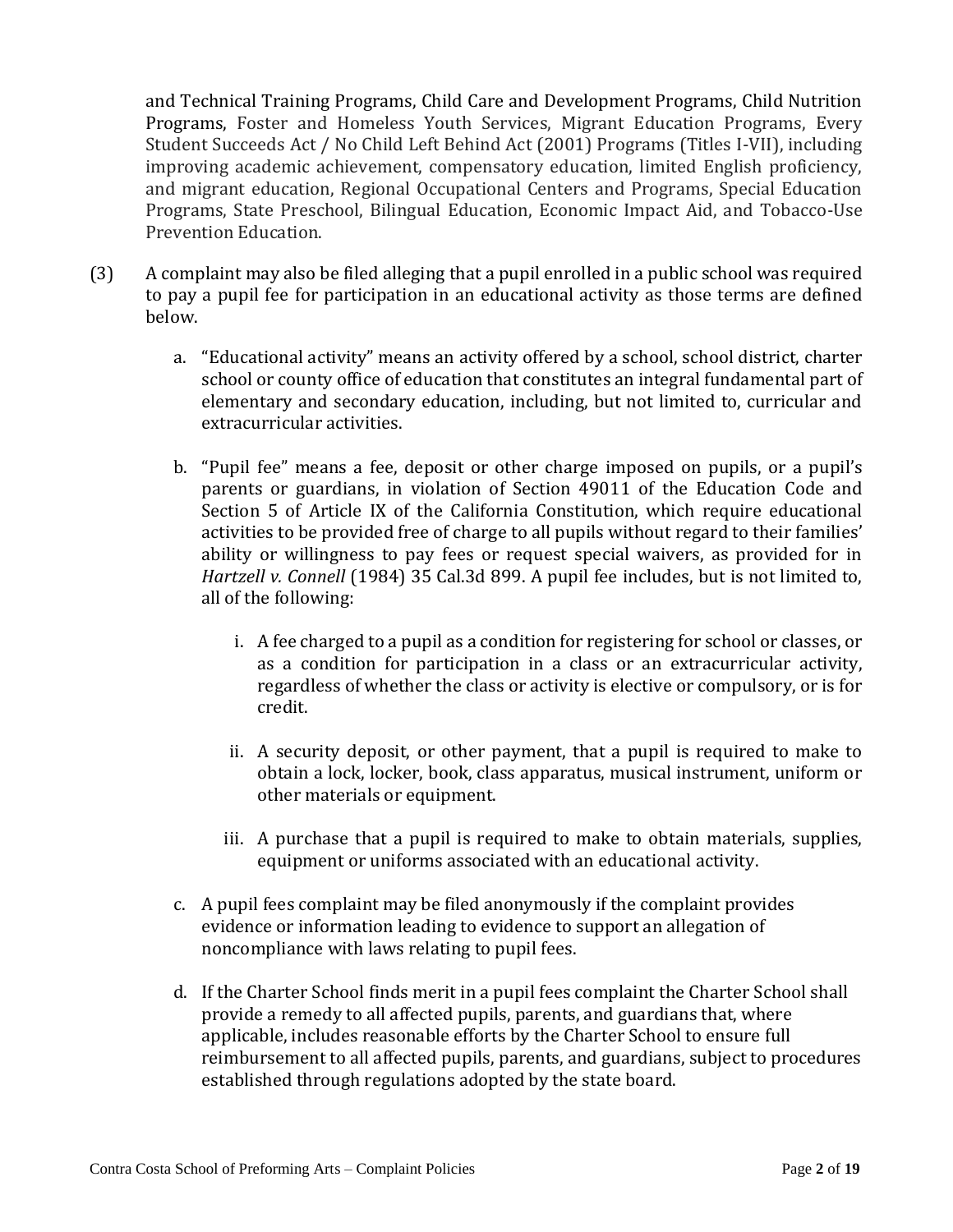and Technical Training Programs, Child Care and Development Programs, Child Nutrition Programs, Foster and Homeless Youth Services, Migrant Education Programs, Every Student Succeeds Act / No Child Left Behind Act (2001) Programs (Titles I-VII), including improving academic achievement, compensatory education, limited English proficiency, and migrant education, Regional Occupational Centers and Programs, Special Education Programs, State Preschool, Bilingual Education, Economic Impact Aid, and Tobacco-Use Prevention Education.

(3) A complaint may also be filed alleging that a pupil enrolled in a public school was required to pay a pupil fee for participation in an educational activity as those terms are defined below.

a. "Educational activity" means an activity offered by a school, school district, charter school or county office of education that constitutes an integral fundamental part of elementary and secondary education, including, but not limited to, curricular and extracurricular activities.

b. "Pupil fee" means a fee, deposit or other charge imposed on pupils, or a pupil's parents or guardians, in violation of Section 49011 of the Education Code and Section 5 of Article IX of the California Constitution, which require educational activities to be provided free of charge to all pupils without regard to their families' ability or willingness to pay fees or request special waivers, as provided for in *Hartzell v. Connell* (1984) 35 Cal.3d 899. A pupil fee includes, but is not limited to, all of the following:

i. A fee charged to a pupil as a condition for registering for school or classes, or as a condition for participation in a class or an extracurricular activity, regardless of whether the class or activity is elective or compulsory, or is for credit.

ii. A security deposit, or other payment, that a pupil is required to make to obtain a lock, locker, book, class apparatus, musical instrument, uniform or other materials or equipment.

iii. A purchase that a pupil is required to make to obtain materials, supplies, equipment or uniforms associated with an educational activity.

c. A pupil fees complaint may be filed anonymously if the complaint provides evidence or information leading to evidence to support an allegation of noncompliance with laws relating to pupil fees.

d. If the Charter School finds merit in a pupil fees complaint the Charter School shall provide a remedy to all affected pupils, parents, and guardians that, where applicable, includes reasonable efforts by the Charter School to ensure full reimbursement to all affected pupils, parents, and guardians, subject to procedures established through regulations adopted by the state board.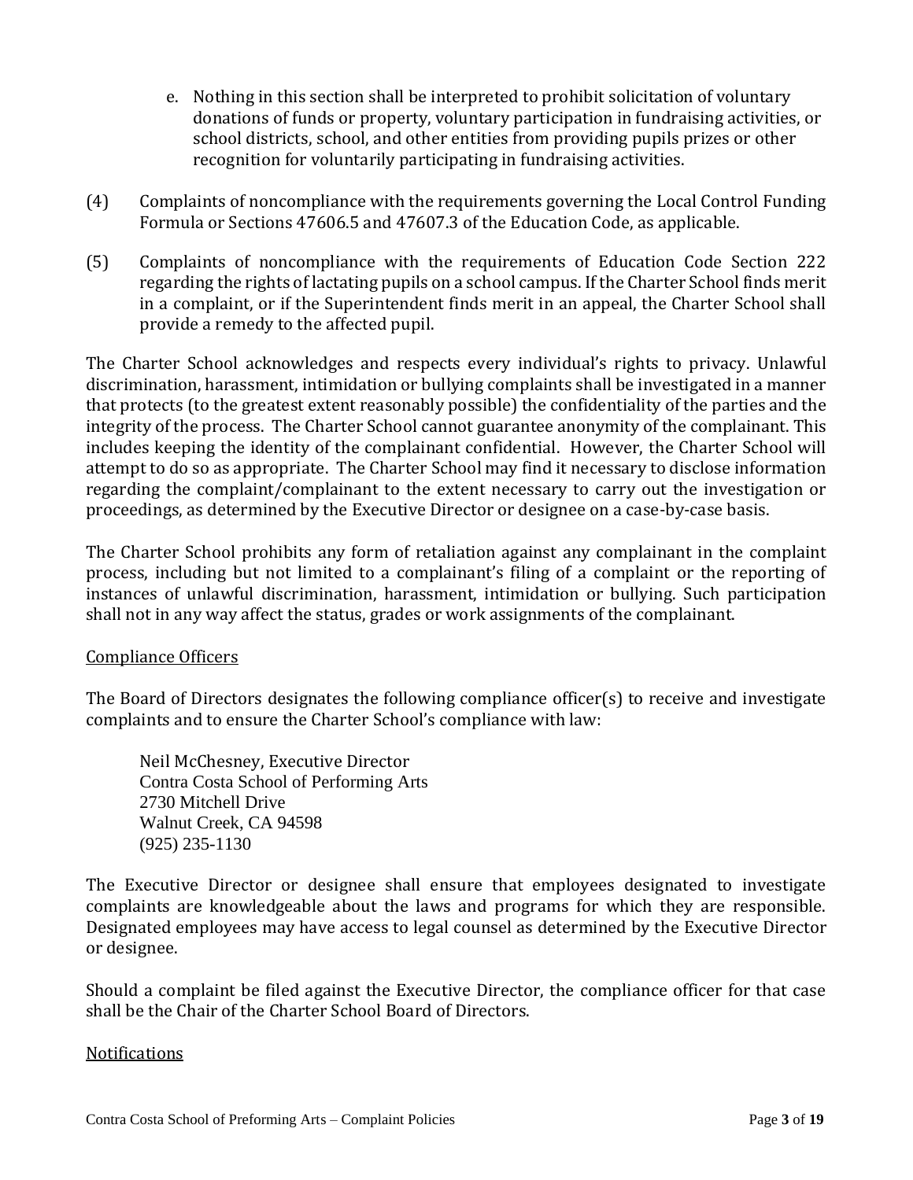e. Nothing in this section shall be interpreted to prohibit solicitation of voluntary donations of funds or property, voluntary participation in fundraising activities, or school districts, school, and other entities from providing pupils prizes or other recognition for voluntarily participating in fundraising activities.

(4) Complaints of noncompliance with the requirements governing the Local Control Funding Formula or Sections 47606.5 and 47607.3 of the Education Code, as applicable.

(5) Complaints of noncompliance with the requirements of Education Code Section 222 regarding the rights of lactating pupils on a school campus. If the Charter School finds merit in a complaint, or if the Superintendent finds merit in an appeal, the Charter School shall provide a remedy to the affected pupil.

The Charter School acknowledges and respects every individual's rights to privacy. Unlawful discrimination, harassment, intimidation or bullying complaints shall be investigated in a manner that protects (to the greatest extent reasonably possible) the confidentiality of the parties and the integrity of the process. The Charter School cannot guarantee anonymity of the complainant. This includes keeping the identity of the complainant confidential. However, the Charter School will attempt to do so as appropriate. The Charter School may find it necessary to disclose information regarding the complaint/complainant to the extent necessary to carry out the investigation or proceedings, as determined by the Executive Director or designee on a case-by-case basis.

The Charter School prohibits any form of retaliation against any complainant in the complaint process, including but not limited to a complainant's filing of a complaint or the reporting of instances of unlawful discrimination, harassment, intimidation or bullying. Such participation shall not in any way affect the status, grades or work assignments of the complainant.

Compliance Officers

The Board of Directors designates the following compliance officer(s) to receive and investigate complaints and to ensure the Charter School's compliance with law:

Neil McChesney, Executive Director
Contra Costa School of Performing Arts
2730 Mitchell Drive
Walnut Creek, CA 94598
(925) 235-1130

The Executive Director or designee shall ensure that employees designated to investigate complaints are knowledgeable about the laws and programs for which they are responsible. Designated employees may have access to legal counsel as determined by the Executive Director or designee.

Should a complaint be filed against the Executive Director, the compliance officer for that case shall be the Chair of the Charter School Board of Directors.

Notifications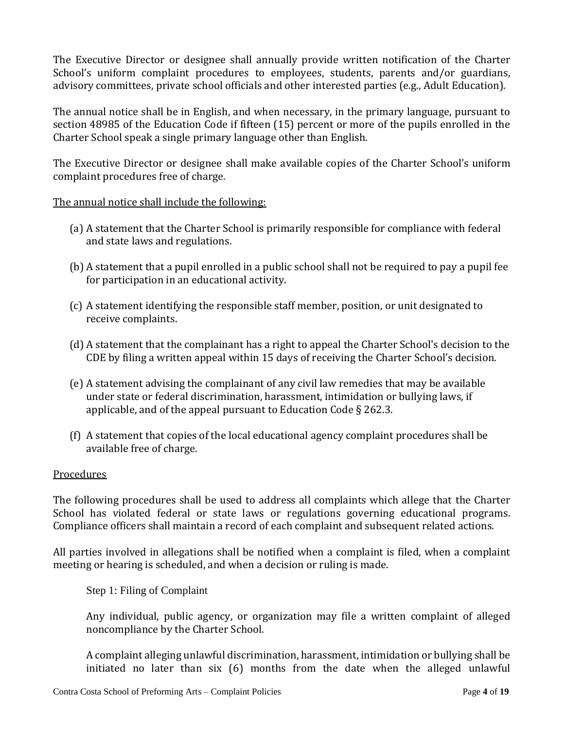The Executive Director or designee shall annually provide written notification of the Charter School's uniform complaint procedures to employees, students, parents and/or guardians, advisory committees, private school officials and other interested parties (e.g., Adult Education).

The annual notice shall be in English, and when necessary, in the primary language, pursuant to section 48985 of the Education Code if fifteen (15) percent or more of the pupils enrolled in the Charter School speak a single primary language other than English.

The Executive Director or designee shall make available copies of the Charter School's uniform complaint procedures free of charge.

<u>The annual notice shall include the following:</u>

(a) A statement that the Charter School is primarily responsible for compliance with federal and state laws and regulations.

(b) A statement that a pupil enrolled in a public school shall not be required to pay a pupil fee for participation in an educational activity.

(c) A statement identifying the responsible staff member, position, or unit designated to receive complaints.

(d) A statement that the complainant has a right to appeal the Charter School's decision to the CDE by filing a written appeal within 15 days of receiving the Charter School's decision.

(e) A statement advising the complainant of any civil law remedies that may be available under state or federal discrimination, harassment, intimidation or bullying laws, if applicable, and of the appeal pursuant to Education Code § 262.3.

(f) A statement that copies of the local educational agency complaint procedures shall be available free of charge.

<u>Procedures</u>

The following procedures shall be used to address all complaints which allege that the Charter School has violated federal or state laws or regulations governing educational programs. Compliance officers shall maintain a record of each complaint and subsequent related actions.

All parties involved in allegations shall be notified when a complaint is filed, when a complaint meeting or hearing is scheduled, and when a decision or ruling is made.

Step 1: Filing of Complaint

Any individual, public agency, or organization may file a written complaint of alleged noncompliance by the Charter School.

A complaint alleging unlawful discrimination, harassment, intimidation or bullying shall be initiated no later than six (6) months from the date when the alleged unlawful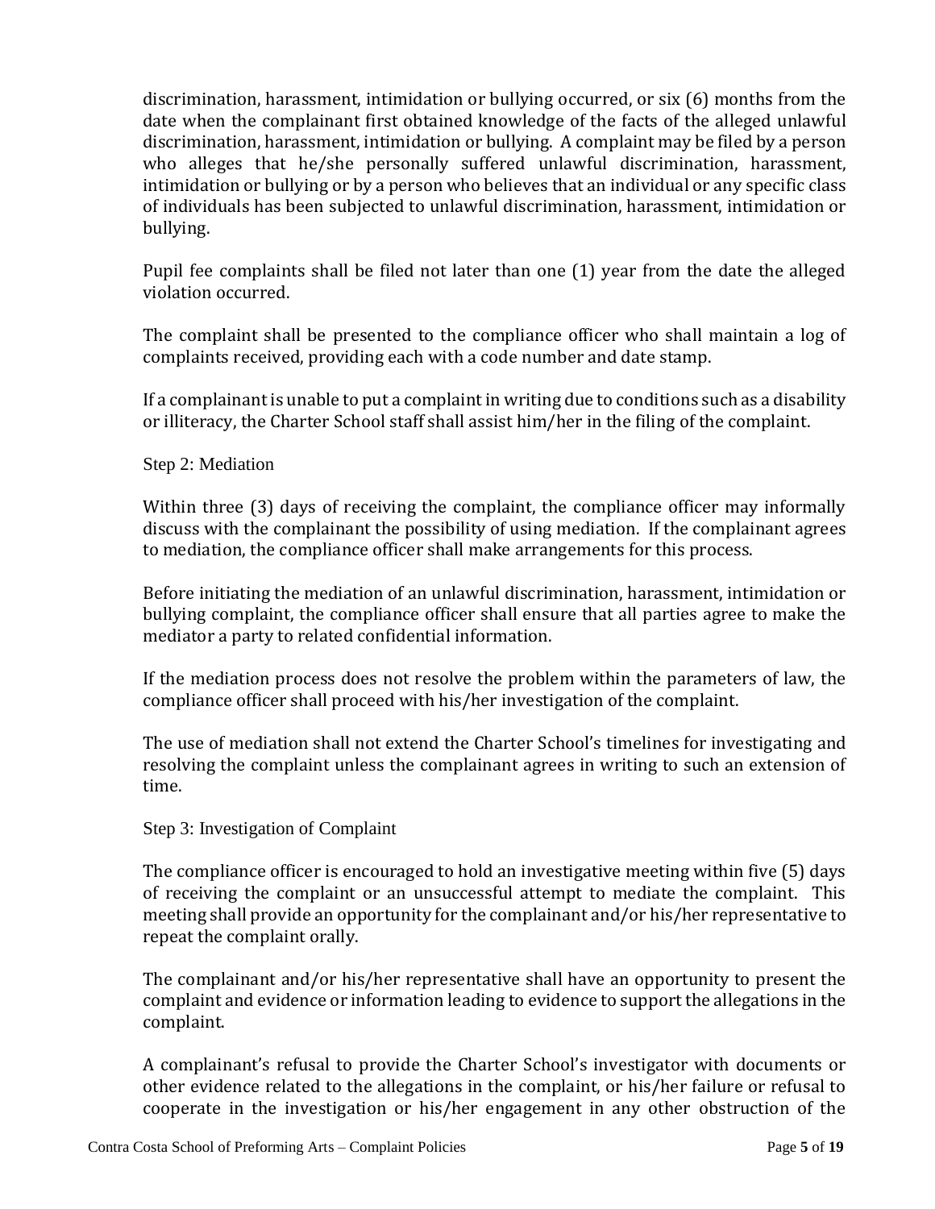discrimination, harassment, intimidation or bullying occurred, or six (6) months from the date when the complainant first obtained knowledge of the facts of the alleged unlawful discrimination, harassment, intimidation or bullying. A complaint may be filed by a person who alleges that he/she personally suffered unlawful discrimination, harassment, intimidation or bullying or by a person who believes that an individual or any specific class of individuals has been subjected to unlawful discrimination, harassment, intimidation or bullying.

Pupil fee complaints shall be filed not later than one (1) year from the date the alleged violation occurred.

The complaint shall be presented to the compliance officer who shall maintain a log of complaints received, providing each with a code number and date stamp.

If a complainant is unable to put a complaint in writing due to conditions such as a disability or illiteracy, the Charter School staff shall assist him/her in the filing of the complaint.

Step 2: Mediation

Within three (3) days of receiving the complaint, the compliance officer may informally discuss with the complainant the possibility of using mediation. If the complainant agrees to mediation, the compliance officer shall make arrangements for this process.

Before initiating the mediation of an unlawful discrimination, harassment, intimidation or bullying complaint, the compliance officer shall ensure that all parties agree to make the mediator a party to related confidential information.

If the mediation process does not resolve the problem within the parameters of law, the compliance officer shall proceed with his/her investigation of the complaint.

The use of mediation shall not extend the Charter School's timelines for investigating and resolving the complaint unless the complainant agrees in writing to such an extension of time.

Step 3: Investigation of Complaint

The compliance officer is encouraged to hold an investigative meeting within five (5) days of receiving the complaint or an unsuccessful attempt to mediate the complaint. This meeting shall provide an opportunity for the complainant and/or his/her representative to repeat the complaint orally.

The complainant and/or his/her representative shall have an opportunity to present the complaint and evidence or information leading to evidence to support the allegations in the complaint.

A complainant's refusal to provide the Charter School's investigator with documents or other evidence related to the allegations in the complaint, or his/her failure or refusal to cooperate in the investigation or his/her engagement in any other obstruction of the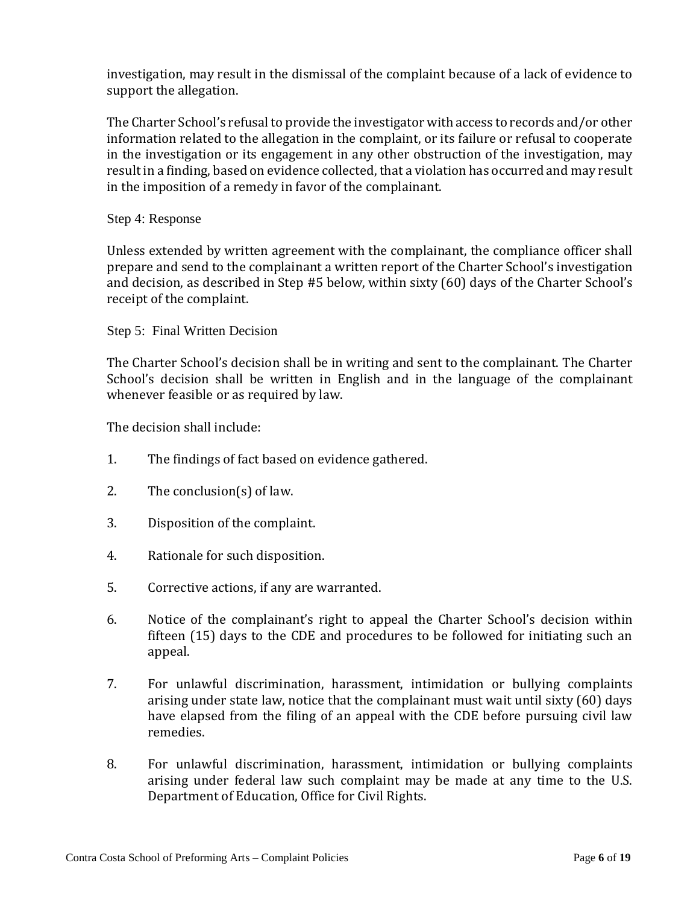investigation, may result in the dismissal of the complaint because of a lack of evidence to support the allegation.

The Charter School's refusal to provide the investigator with access to records and/or other information related to the allegation in the complaint, or its failure or refusal to cooperate in the investigation or its engagement in any other obstruction of the investigation, may result in a finding, based on evidence collected, that a violation has occurred and may result in the imposition of a remedy in favor of the complainant.

Step 4: Response

Unless extended by written agreement with the complainant, the compliance officer shall prepare and send to the complainant a written report of the Charter School's investigation and decision, as described in Step #5 below, within sixty (60) days of the Charter School's receipt of the complaint.

Step 5: Final Written Decision

The Charter School's decision shall be in writing and sent to the complainant. The Charter School's decision shall be written in English and in the language of the complainant whenever feasible or as required by law.

The decision shall include:

1. The findings of fact based on evidence gathered.

2. The conclusion(s) of law.

3. Disposition of the complaint.

4. Rationale for such disposition.

5. Corrective actions, if any are warranted.

6. Notice of the complainant's right to appeal the Charter School's decision within fifteen (15) days to the CDE and procedures to be followed for initiating such an appeal.

7. For unlawful discrimination, harassment, intimidation or bullying complaints arising under state law, notice that the complainant must wait until sixty (60) days have elapsed from the filing of an appeal with the CDE before pursuing civil law remedies.

8. For unlawful discrimination, harassment, intimidation or bullying complaints arising under federal law such complaint may be made at any time to the U.S. Department of Education, Office for Civil Rights.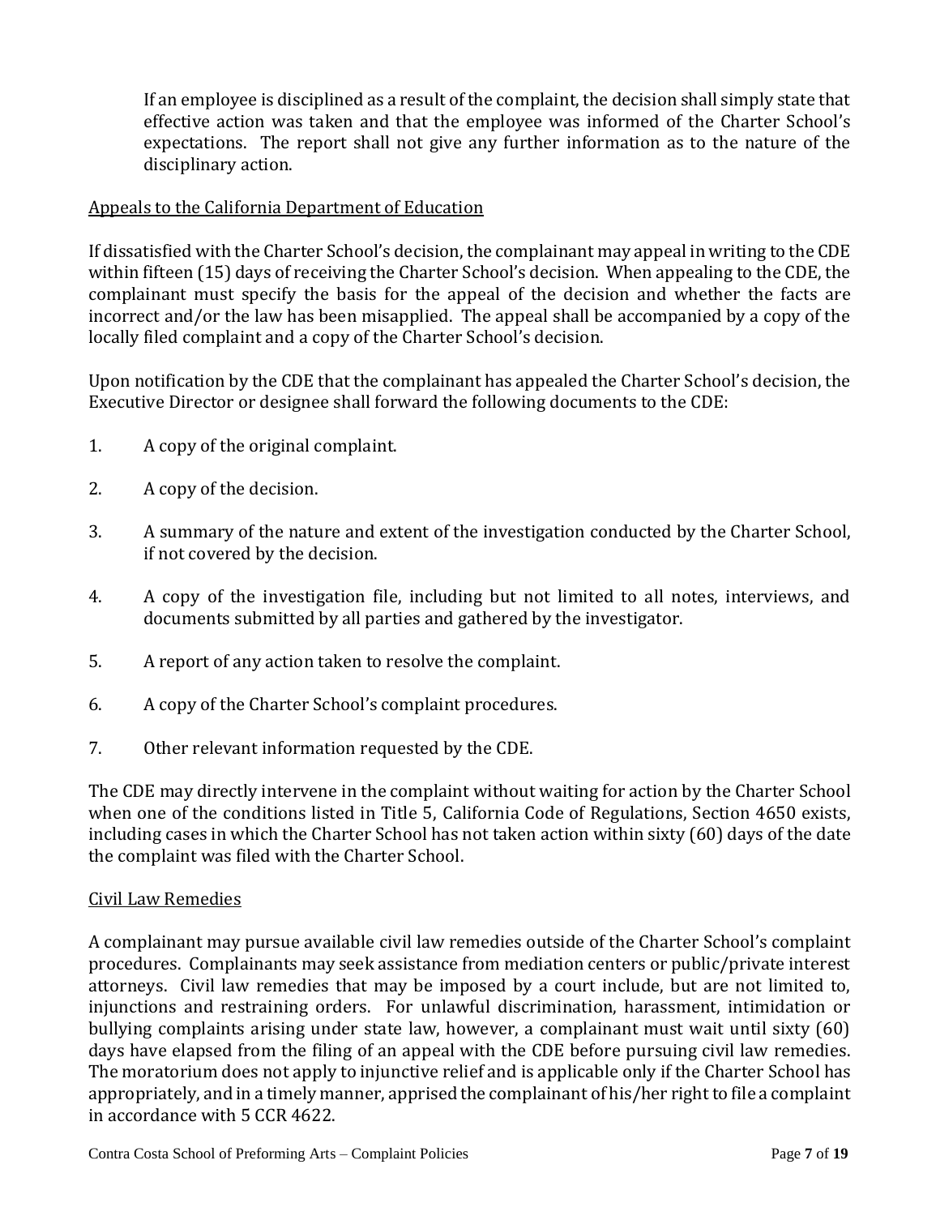If an employee is disciplined as a result of the complaint, the decision shall simply state that effective action was taken and that the employee was informed of the Charter School's expectations. The report shall not give any further information as to the nature of the disciplinary action.

## Appeals to the California Department of Education

If dissatisfied with the Charter School's decision, the complainant may appeal in writing to the CDE within fifteen (15) days of receiving the Charter School's decision. When appealing to the CDE, the complainant must specify the basis for the appeal of the decision and whether the facts are incorrect and/or the law has been misapplied. The appeal shall be accompanied by a copy of the locally filed complaint and a copy of the Charter School's decision.

Upon notification by the CDE that the complainant has appealed the Charter School's decision, the Executive Director or designee shall forward the following documents to the CDE:

1. A copy of the original complaint.
2. A copy of the decision.
3. A summary of the nature and extent of the investigation conducted by the Charter School, if not covered by the decision.
4. A copy of the investigation file, including but not limited to all notes, interviews, and documents submitted by all parties and gathered by the investigator.
5. A report of any action taken to resolve the complaint.
6. A copy of the Charter School's complaint procedures.
7. Other relevant information requested by the CDE.

The CDE may directly intervene in the complaint without waiting for action by the Charter School when one of the conditions listed in Title 5, California Code of Regulations, Section 4650 exists, including cases in which the Charter School has not taken action within sixty (60) days of the date the complaint was filed with the Charter School.

## Civil Law Remedies

A complainant may pursue available civil law remedies outside of the Charter School's complaint procedures. Complainants may seek assistance from mediation centers or public/private interest attorneys. Civil law remedies that may be imposed by a court include, but are not limited to, injunctions and restraining orders. For unlawful discrimination, harassment, intimidation or bullying complaints arising under state law, however, a complainant must wait until sixty (60) days have elapsed from the filing of an appeal with the CDE before pursuing civil law remedies. The moratorium does not apply to injunctive relief and is applicable only if the Charter School has appropriately, and in a timely manner, apprised the complainant of his/her right to file a complaint in accordance with 5 CCR 4622.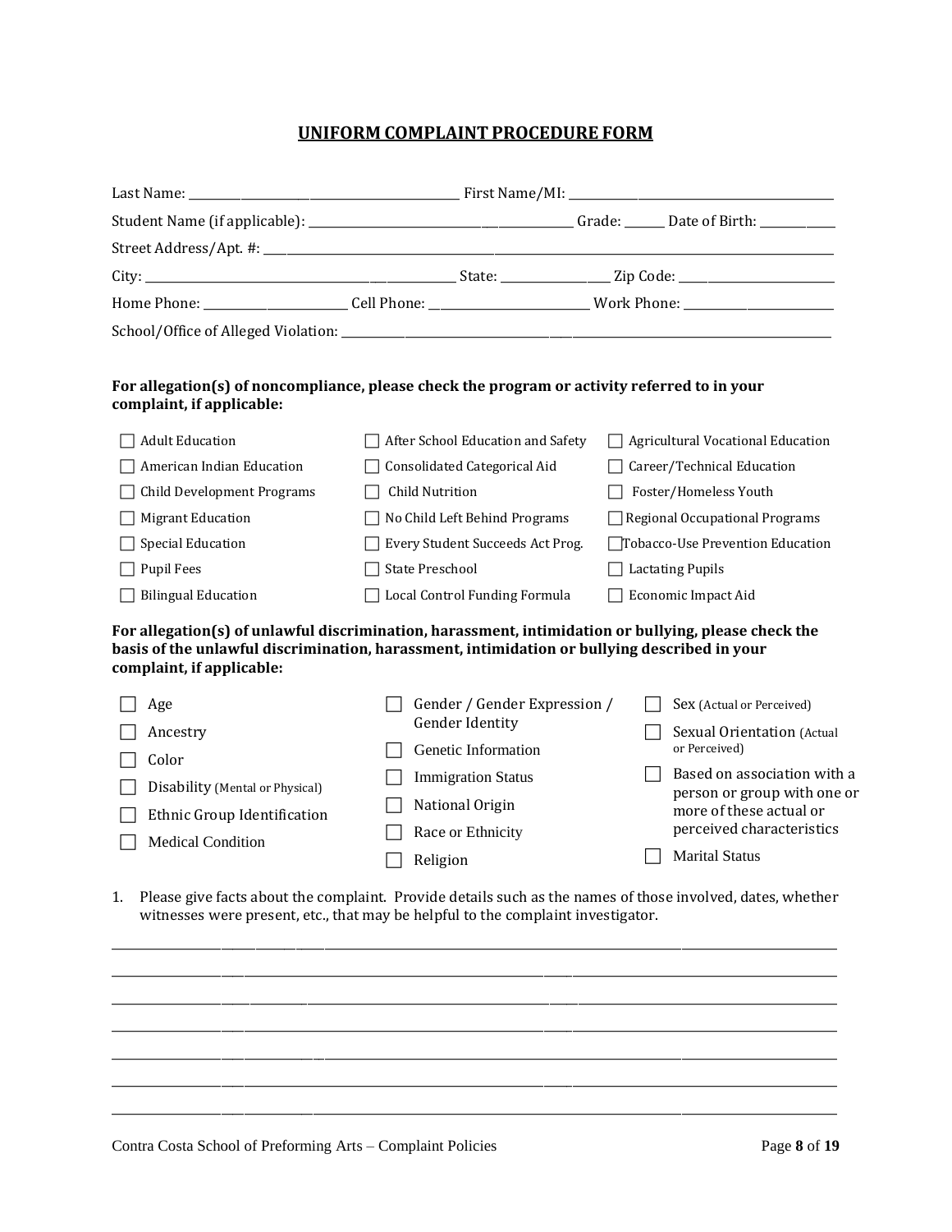# UNIFORM COMPLAINT PROCEDURE FORM

Last Name: _______________________________ First Name/MI: _______________________________

Student Name (if applicable): _______________________________ Grade: ______ Date of Birth: ___________

Street Address/Apt. #: _______________________________________________________________

City: _______________________________ State: _______________ Zip Code: _____________________

Home Phone: ____________________ Cell Phone: ____________________ Work Phone: ____________________

School/Office of Alleged Violation: _______________________________________________________

**For allegation(s) of noncompliance, please check the program or activity referred to in your complaint, if applicable:**

- ☐ Adult Education
- ☐ American Indian Education
- ☐ Child Development Programs
- ☐ Migrant Education
- ☐ Special Education
- ☐ Pupil Fees
- ☐ Bilingual Education
- ☐ After School Education and Safety
- ☐ Consolidated Categorical Aid
- ☐ Child Nutrition
- ☐ No Child Left Behind Programs
- ☐ Every Student Succeeds Act Prog.
- ☐ State Preschool
- ☐ Local Control Funding Formula
- ☐ Agricultural Vocational Education
- ☐ Career/Technical Education
- ☐ Foster/Homeless Youth
- ☐ Regional Occupational Programs
- ☐ Tobacco-Use Prevention Education
- ☐ Lactating Pupils
- ☐ Economic Impact Aid

**For allegation(s) of unlawful discrimination, harassment, intimidation or bullying, please check the basis of the unlawful discrimination, harassment, intimidation or bullying described in your complaint, if applicable:**

- ☐ Age
- ☐ Ancestry
- ☐ Color
- ☐ Disability (Mental or Physical)
- ☐ Ethnic Group Identification
- ☐ Medical Condition
- ☐ Gender / Gender Expression / Gender Identity
- ☐ Genetic Information
- ☐ Immigration Status
- ☐ National Origin
- ☐ Race or Ethnicity
- ☐ Religion
- ☐ Sex (Actual or Perceived)
- ☐ Sexual Orientation (Actual or Perceived)
- ☐ Based on association with a person or group with one or more of these actual or perceived characteristics
- ☐ Marital Status

1. Please give facts about the complaint. Provide details such as the names of those involved, dates, whether witnesses were present, etc., that may be helpful to the complaint investigator.

_____________________________________________________________________________

_____________________________________________________________________________

_____________________________________________________________________________

_____________________________________________________________________________

_____________________________________________________________________________

_____________________________________________________________________________

_____________________________________________________________________________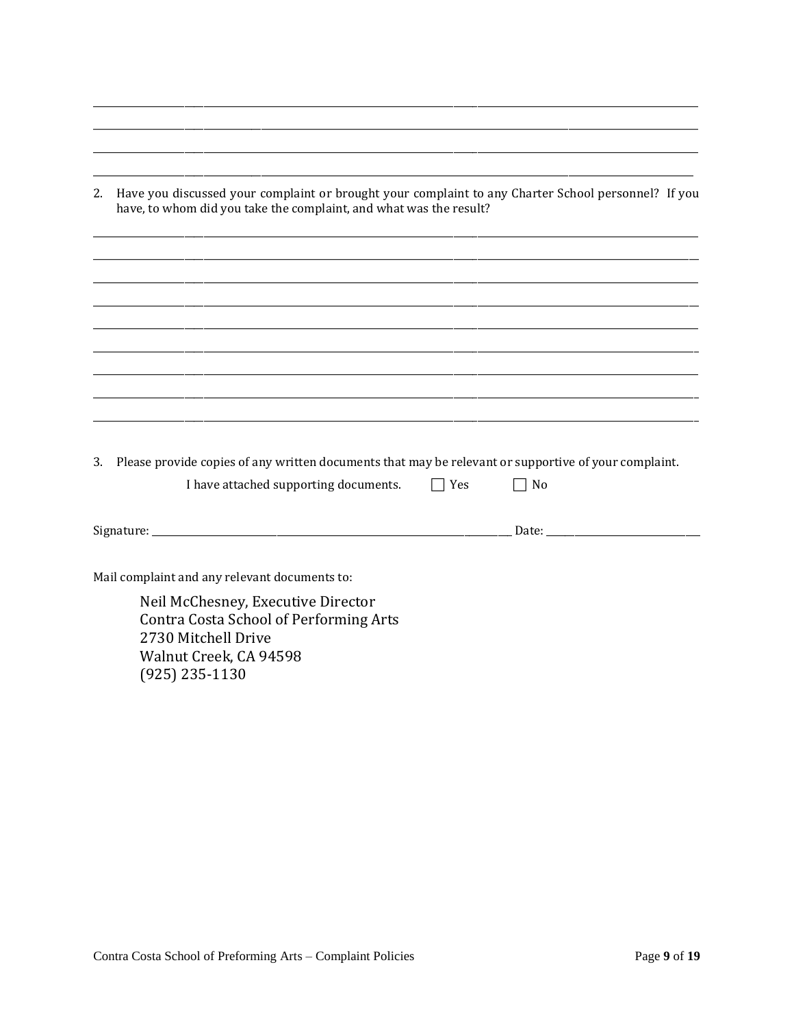\_\_\_\_\_\_\_\_\_\_\_\_\_\_\_\_\_\_\_\_\_\_\_\_\_\_\_\_\_\_\_\_\_\_\_\_\_\_\_\_\_\_\_\_\_\_\_\_\_\_\_\_\_\_\_\_\_\_\_\_\_\_\_\_\_\_\_\_\_\_\_\_\_\_\_\_\_\_

\_\_\_\_\_\_\_\_\_\_\_\_\_\_\_\_\_\_\_\_\_\_\_\_\_\_\_\_\_\_\_\_\_\_\_\_\_\_\_\_\_\_\_\_\_\_\_\_\_\_\_\_\_\_\_\_\_\_\_\_\_\_\_\_\_\_\_\_\_\_\_\_\_\_\_\_\_\_

\_\_\_\_\_\_\_\_\_\_\_\_\_\_\_\_\_\_\_\_\_\_\_\_\_\_\_\_\_\_\_\_\_\_\_\_\_\_\_\_\_\_\_\_\_\_\_\_\_\_\_\_\_\_\_\_\_\_\_\_\_\_\_\_\_\_\_\_\_\_\_\_\_\_\_\_\_\_

\_\_\_\_\_\_\_\_\_\_\_\_\_\_\_\_\_\_\_\_\_\_\_\_\_\_\_\_\_\_\_\_\_\_\_\_\_\_\_\_\_\_\_\_\_\_\_\_\_\_\_\_\_\_\_\_\_\_\_\_\_\_\_\_\_\_\_\_\_\_\_\_\_\_\_\_\_\_

2. Have you discussed your complaint or brought your complaint to any Charter School personnel? If you have, to whom did you take the complaint, and what was the result?

\_\_\_\_\_\_\_\_\_\_\_\_\_\_\_\_\_\_\_\_\_\_\_\_\_\_\_\_\_\_\_\_\_\_\_\_\_\_\_\_\_\_\_\_\_\_\_\_\_\_\_\_\_\_\_\_\_\_\_\_\_\_\_\_\_\_\_\_\_\_\_\_\_\_\_\_\_\_

\_\_\_\_\_\_\_\_\_\_\_\_\_\_\_\_\_\_\_\_\_\_\_\_\_\_\_\_\_\_\_\_\_\_\_\_\_\_\_\_\_\_\_\_\_\_\_\_\_\_\_\_\_\_\_\_\_\_\_\_\_\_\_\_\_\_\_\_\_\_\_\_\_\_\_\_\_\_

\_\_\_\_\_\_\_\_\_\_\_\_\_\_\_\_\_\_\_\_\_\_\_\_\_\_\_\_\_\_\_\_\_\_\_\_\_\_\_\_\_\_\_\_\_\_\_\_\_\_\_\_\_\_\_\_\_\_\_\_\_\_\_\_\_\_\_\_\_\_\_\_\_\_\_\_\_\_

\_\_\_\_\_\_\_\_\_\_\_\_\_\_\_\_\_\_\_\_\_\_\_\_\_\_\_\_\_\_\_\_\_\_\_\_\_\_\_\_\_\_\_\_\_\_\_\_\_\_\_\_\_\_\_\_\_\_\_\_\_\_\_\_\_\_\_\_\_\_\_\_\_\_\_\_\_\_

\_\_\_\_\_\_\_\_\_\_\_\_\_\_\_\_\_\_\_\_\_\_\_\_\_\_\_\_\_\_\_\_\_\_\_\_\_\_\_\_\_\_\_\_\_\_\_\_\_\_\_\_\_\_\_\_\_\_\_\_\_\_\_\_\_\_\_\_\_\_\_\_\_\_\_\_\_\_

\_\_\_\_\_\_\_\_\_\_\_\_\_\_\_\_\_\_\_\_\_\_\_\_\_\_\_\_\_\_\_\_\_\_\_\_\_\_\_\_\_\_\_\_\_\_\_\_\_\_\_\_\_\_\_\_\_\_\_\_\_\_\_\_\_\_\_\_\_\_\_\_\_\_\_\_\_\_

\_\_\_\_\_\_\_\_\_\_\_\_\_\_\_\_\_\_\_\_\_\_\_\_\_\_\_\_\_\_\_\_\_\_\_\_\_\_\_\_\_\_\_\_\_\_\_\_\_\_\_\_\_\_\_\_\_\_\_\_\_\_\_\_\_\_\_\_\_\_\_\_\_\_\_\_\_\_

\_\_\_\_\_\_\_\_\_\_\_\_\_\_\_\_\_\_\_\_\_\_\_\_\_\_\_\_\_\_\_\_\_\_\_\_\_\_\_\_\_\_\_\_\_\_\_\_\_\_\_\_\_\_\_\_\_\_\_\_\_\_\_\_\_\_\_\_\_\_\_\_\_\_\_\_\_\_

\_\_\_\_\_\_\_\_\_\_\_\_\_\_\_\_\_\_\_\_\_\_\_\_\_\_\_\_\_\_\_\_\_\_\_\_\_\_\_\_\_\_\_\_\_\_\_\_\_\_\_\_\_\_\_\_\_\_\_\_\_\_\_\_\_\_\_\_\_\_\_\_\_\_\_\_\_\_

3. Please provide copies of any written documents that may be relevant or supportive of your complaint.

   I have attached supporting documents. ☐ Yes ☐ No

Signature: \_\_\_\_\_\_\_\_\_\_\_\_\_\_\_\_\_\_\_\_\_\_\_\_\_\_\_\_\_\_\_\_\_\_\_\_\_\_\_\_\_\_\_\_\_\_\_\_ Date: \_\_\_\_\_\_\_\_\_\_\_\_\_\_\_\_\_\_\_\_

Mail complaint and any relevant documents to:

Neil McChesney, Executive Director
Contra Costa School of Performing Arts
2730 Mitchell Drive
Walnut Creek, CA 94598
(925) 235-1130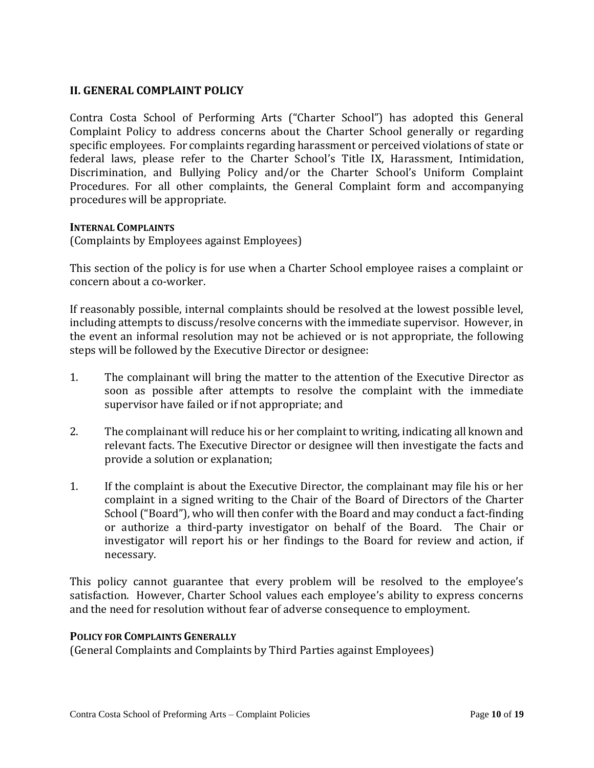## II. GENERAL COMPLAINT POLICY

Contra Costa School of Performing Arts ("Charter School") has adopted this General Complaint Policy to address concerns about the Charter School generally or regarding specific employees. For complaints regarding harassment or perceived violations of state or federal laws, please refer to the Charter School's Title IX, Harassment, Intimidation, Discrimination, and Bullying Policy and/or the Charter School's Uniform Complaint Procedures. For all other complaints, the General Complaint form and accompanying procedures will be appropriate.

**INTERNAL COMPLAINTS**

(Complaints by Employees against Employees)

This section of the policy is for use when a Charter School employee raises a complaint or concern about a co-worker.

If reasonably possible, internal complaints should be resolved at the lowest possible level, including attempts to discuss/resolve concerns with the immediate supervisor. However, in the event an informal resolution may not be achieved or is not appropriate, the following steps will be followed by the Executive Director or designee:

1. The complainant will bring the matter to the attention of the Executive Director as soon as possible after attempts to resolve the complaint with the immediate supervisor have failed or if not appropriate; and

2. The complainant will reduce his or her complaint to writing, indicating all known and relevant facts. The Executive Director or designee will then investigate the facts and provide a solution or explanation;

1. If the complaint is about the Executive Director, the complainant may file his or her complaint in a signed writing to the Chair of the Board of Directors of the Charter School ("Board"), who will then confer with the Board and may conduct a fact-finding or authorize a third-party investigator on behalf of the Board. The Chair or investigator will report his or her findings to the Board for review and action, if necessary.

This policy cannot guarantee that every problem will be resolved to the employee's satisfaction. However, Charter School values each employee's ability to express concerns and the need for resolution without fear of adverse consequence to employment.

**POLICY FOR COMPLAINTS GENERALLY**

(General Complaints and Complaints by Third Parties against Employees)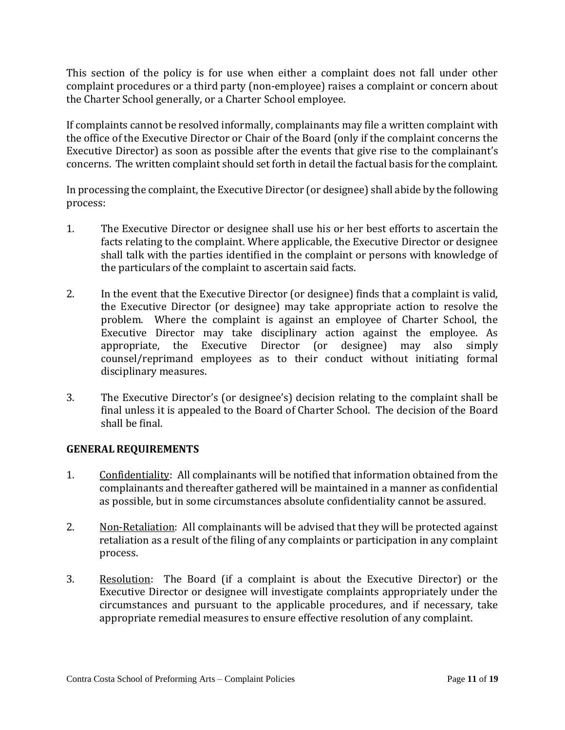This section of the policy is for use when either a complaint does not fall under other complaint procedures or a third party (non-employee) raises a complaint or concern about the Charter School generally, or a Charter School employee.

If complaints cannot be resolved informally, complainants may file a written complaint with the office of the Executive Director or Chair of the Board (only if the complaint concerns the Executive Director) as soon as possible after the events that give rise to the complainant's concerns. The written complaint should set forth in detail the factual basis for the complaint.

In processing the complaint, the Executive Director (or designee) shall abide by the following process:

1. The Executive Director or designee shall use his or her best efforts to ascertain the facts relating to the complaint. Where applicable, the Executive Director or designee shall talk with the parties identified in the complaint or persons with knowledge of the particulars of the complaint to ascertain said facts.

2. In the event that the Executive Director (or designee) finds that a complaint is valid, the Executive Director (or designee) may take appropriate action to resolve the problem. Where the complaint is against an employee of Charter School, the Executive Director may take disciplinary action against the employee. As appropriate, the Executive Director (or designee) may also simply counsel/reprimand employees as to their conduct without initiating formal disciplinary measures.

3. The Executive Director's (or designee's) decision relating to the complaint shall be final unless it is appealed to the Board of Charter School. The decision of the Board shall be final.

**GENERAL REQUIREMENTS**

1. Confidentiality: All complainants will be notified that information obtained from the complainants and thereafter gathered will be maintained in a manner as confidential as possible, but in some circumstances absolute confidentiality cannot be assured.

2. Non-Retaliation: All complainants will be advised that they will be protected against retaliation as a result of the filing of any complaints or participation in any complaint process.

3. Resolution: The Board (if a complaint is about the Executive Director) or the Executive Director or designee will investigate complaints appropriately under the circumstances and pursuant to the applicable procedures, and if necessary, take appropriate remedial measures to ensure effective resolution of any complaint.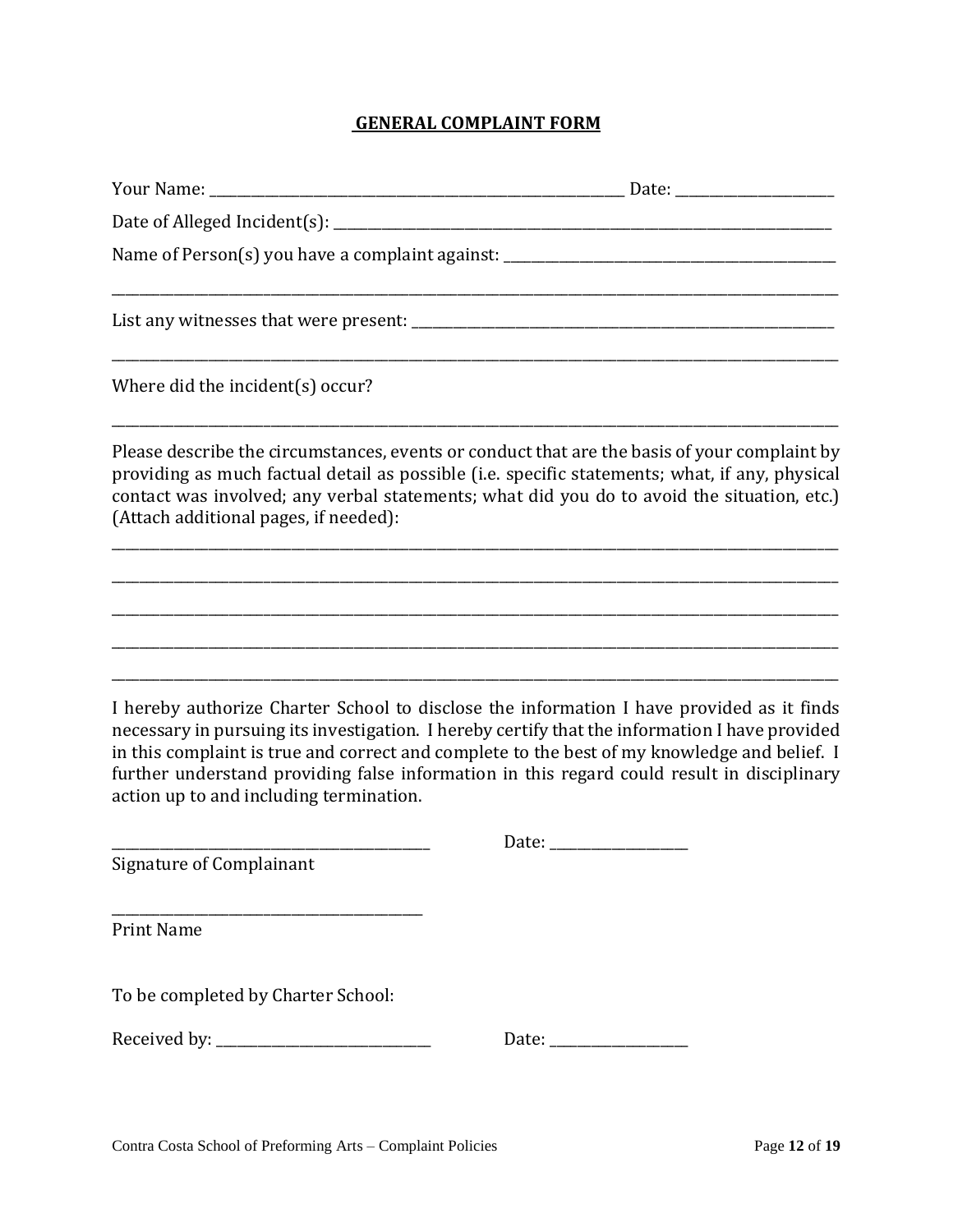# GENERAL COMPLAINT FORM

Your Name: ____________________________________________ Date: ____________________

Date of Alleged Incident(s): ______________________________________________________________

Name of Person(s) you have a complaint against: ____________________________________________

_______________________________________________________________________________________

List any witnesses that were present: ________________________________________________

_______________________________________________________________________________________

Where did the incident(s) occur?

_______________________________________________________________________________________

Please describe the circumstances, events or conduct that are the basis of your complaint by providing as much factual detail as possible (i.e. specific statements; what, if any, physical contact was involved; any verbal statements; what did you do to avoid the situation, etc.) (Attach additional pages, if needed):

_______________________________________________________________________________________

_______________________________________________________________________________________

_______________________________________________________________________________________

_______________________________________________________________________________________

_______________________________________________________________________________________

I hereby authorize Charter School to disclose the information I have provided as it finds necessary in pursuing its investigation. I hereby certify that the information I have provided in this complaint is true and correct and complete to the best of my knowledge and belief. I further understand providing false information in this regard could result in disciplinary action up to and including termination.

______________________________________ Date: __________________

Signature of Complainant

______________________________________

Print Name

To be completed by Charter School:

Received by: ___________________________ Date: __________________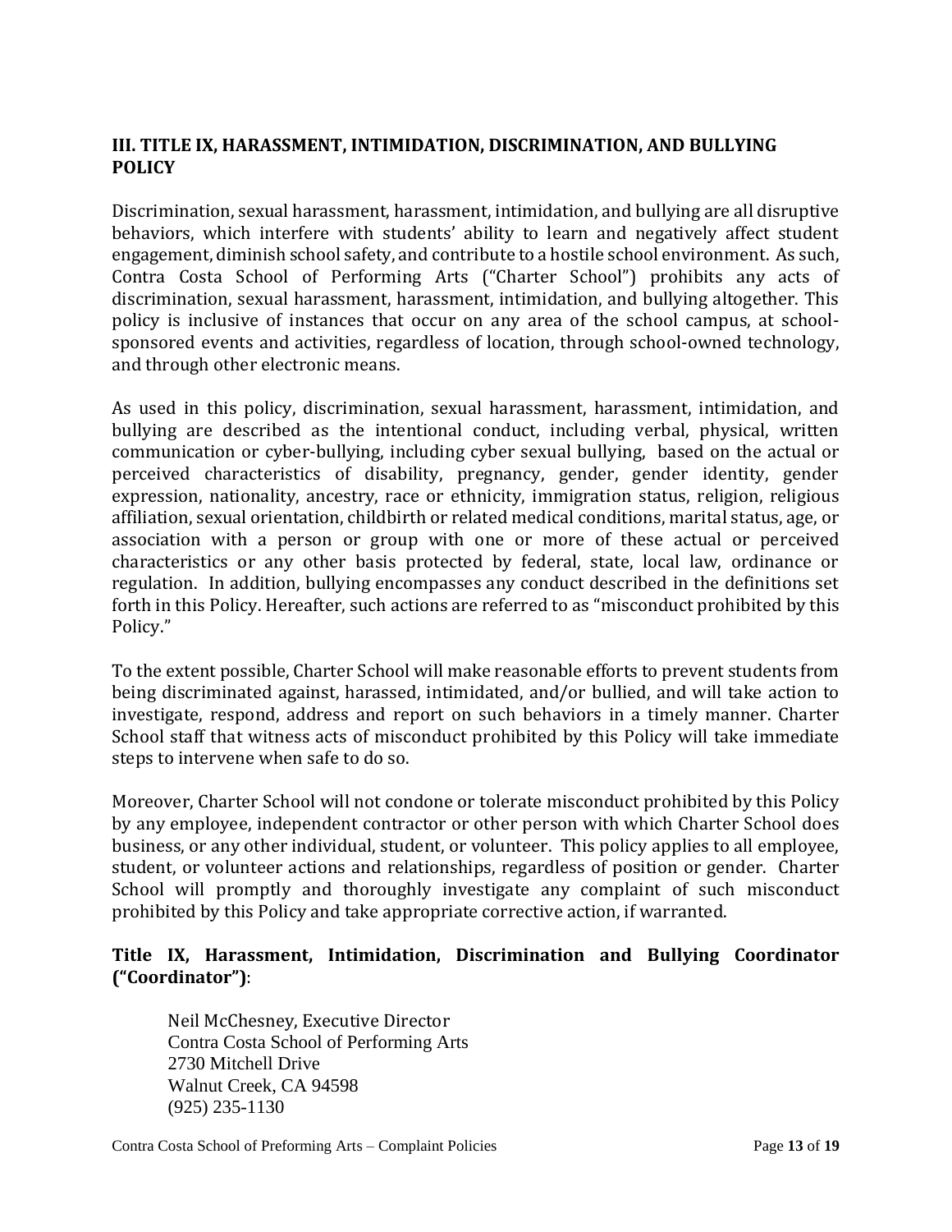## III. TITLE IX, HARASSMENT, INTIMIDATION, DISCRIMINATION, AND BULLYING POLICY

Discrimination, sexual harassment, harassment, intimidation, and bullying are all disruptive behaviors, which interfere with students' ability to learn and negatively affect student engagement, diminish school safety, and contribute to a hostile school environment. As such, Contra Costa School of Performing Arts ("Charter School") prohibits any acts of discrimination, sexual harassment, harassment, intimidation, and bullying altogether. This policy is inclusive of instances that occur on any area of the school campus, at school-sponsored events and activities, regardless of location, through school-owned technology, and through other electronic means.

As used in this policy, discrimination, sexual harassment, harassment, intimidation, and bullying are described as the intentional conduct, including verbal, physical, written communication or cyber-bullying, including cyber sexual bullying, based on the actual or perceived characteristics of disability, pregnancy, gender, gender identity, gender expression, nationality, ancestry, race or ethnicity, immigration status, religion, religious affiliation, sexual orientation, childbirth or related medical conditions, marital status, age, or association with a person or group with one or more of these actual or perceived characteristics or any other basis protected by federal, state, local law, ordinance or regulation. In addition, bullying encompasses any conduct described in the definitions set forth in this Policy. Hereafter, such actions are referred to as "misconduct prohibited by this Policy."

To the extent possible, Charter School will make reasonable efforts to prevent students from being discriminated against, harassed, intimidated, and/or bullied, and will take action to investigate, respond, address and report on such behaviors in a timely manner. Charter School staff that witness acts of misconduct prohibited by this Policy will take immediate steps to intervene when safe to do so.

Moreover, Charter School will not condone or tolerate misconduct prohibited by this Policy by any employee, independent contractor or other person with which Charter School does business, or any other individual, student, or volunteer. This policy applies to all employee, student, or volunteer actions and relationships, regardless of position or gender. Charter School will promptly and thoroughly investigate any complaint of such misconduct prohibited by this Policy and take appropriate corrective action, if warranted.

**Title IX, Harassment, Intimidation, Discrimination and Bullying Coordinator ("Coordinator")**:

Neil McChesney, Executive Director
Contra Costa School of Performing Arts
2730 Mitchell Drive
Walnut Creek, CA 94598
(925) 235-1130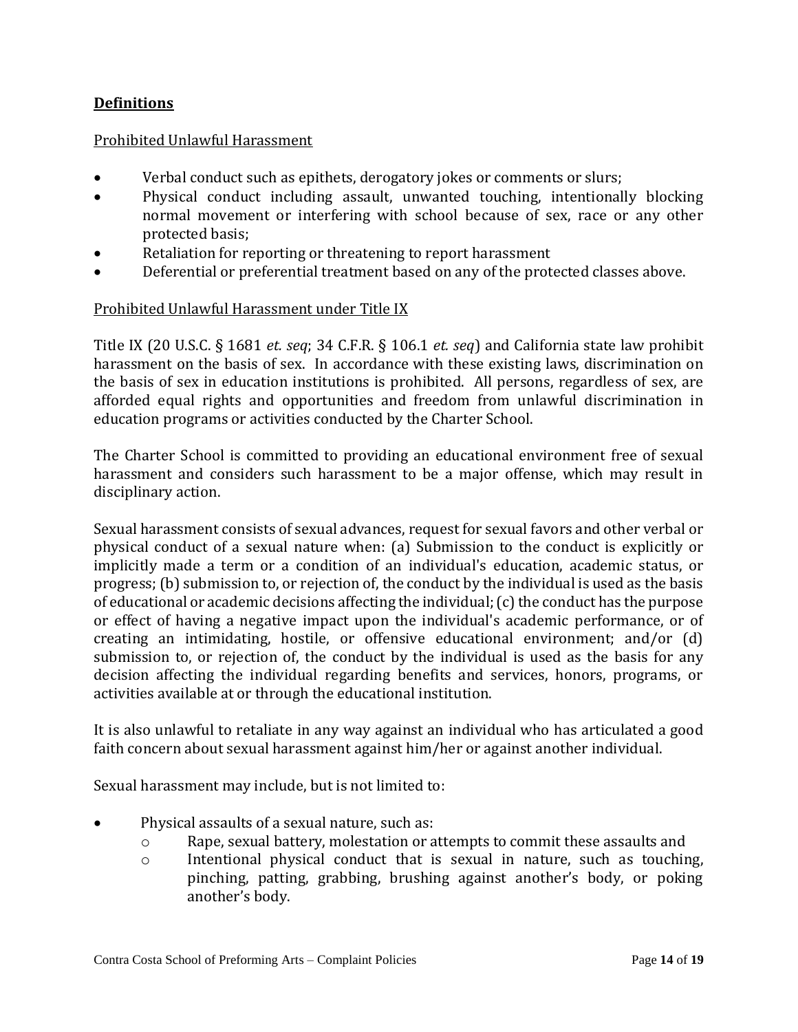## **Definitions**

Prohibited Unlawful Harassment

- Verbal conduct such as epithets, derogatory jokes or comments or slurs;
- Physical conduct including assault, unwanted touching, intentionally blocking normal movement or interfering with school because of sex, race or any other protected basis;
- Retaliation for reporting or threatening to report harassment
- Deferential or preferential treatment based on any of the protected classes above.

Prohibited Unlawful Harassment under Title IX

Title IX (20 U.S.C. § 1681 *et. seq*; 34 C.F.R. § 106.1 *et. seq*) and California state law prohibit harassment on the basis of sex. In accordance with these existing laws, discrimination on the basis of sex in education institutions is prohibited. All persons, regardless of sex, are afforded equal rights and opportunities and freedom from unlawful discrimination in education programs or activities conducted by the Charter School.

The Charter School is committed to providing an educational environment free of sexual harassment and considers such harassment to be a major offense, which may result in disciplinary action.

Sexual harassment consists of sexual advances, request for sexual favors and other verbal or physical conduct of a sexual nature when: (a) Submission to the conduct is explicitly or implicitly made a term or a condition of an individual's education, academic status, or progress; (b) submission to, or rejection of, the conduct by the individual is used as the basis of educational or academic decisions affecting the individual; (c) the conduct has the purpose or effect of having a negative impact upon the individual's academic performance, or of creating an intimidating, hostile, or offensive educational environment; and/or (d) submission to, or rejection of, the conduct by the individual is used as the basis for any decision affecting the individual regarding benefits and services, honors, programs, or activities available at or through the educational institution.

It is also unlawful to retaliate in any way against an individual who has articulated a good faith concern about sexual harassment against him/her or against another individual.

Sexual harassment may include, but is not limited to:

- Physical assaults of a sexual nature, such as:
    - Rape, sexual battery, molestation or attempts to commit these assaults and
    - Intentional physical conduct that is sexual in nature, such as touching, pinching, patting, grabbing, brushing against another's body, or poking another's body.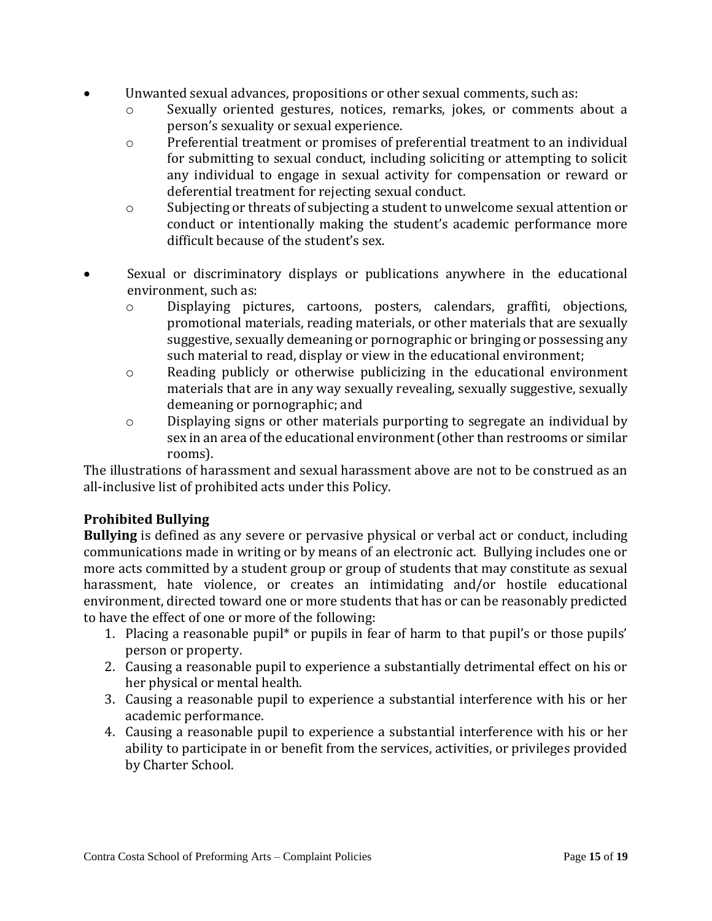- Unwanted sexual advances, propositions or other sexual comments, such as:
    - Sexually oriented gestures, notices, remarks, jokes, or comments about a person's sexuality or sexual experience.
    - Preferential treatment or promises of preferential treatment to an individual for submitting to sexual conduct, including soliciting or attempting to solicit any individual to engage in sexual activity for compensation or reward or deferential treatment for rejecting sexual conduct.
    - Subjecting or threats of subjecting a student to unwelcome sexual attention or conduct or intentionally making the student's academic performance more difficult because of the student's sex.

- Sexual or discriminatory displays or publications anywhere in the educational environment, such as:
    - Displaying pictures, cartoons, posters, calendars, graffiti, objections, promotional materials, reading materials, or other materials that are sexually suggestive, sexually demeaning or pornographic or bringing or possessing any such material to read, display or view in the educational environment;
    - Reading publicly or otherwise publicizing in the educational environment materials that are in any way sexually revealing, sexually suggestive, sexually demeaning or pornographic; and
    - Displaying signs or other materials purporting to segregate an individual by sex in an area of the educational environment (other than restrooms or similar rooms).

The illustrations of harassment and sexual harassment above are not to be construed as an all-inclusive list of prohibited acts under this Policy.

**Prohibited Bullying**

**Bullying** is defined as any severe or pervasive physical or verbal act or conduct, including communications made in writing or by means of an electronic act. Bullying includes one or more acts committed by a student group or group of students that may constitute as sexual harassment, hate violence, or creates an intimidating and/or hostile educational environment, directed toward one or more students that has or can be reasonably predicted to have the effect of one or more of the following:

1. Placing a reasonable pupil* or pupils in fear of harm to that pupil's or those pupils' person or property.
2. Causing a reasonable pupil to experience a substantially detrimental effect on his or her physical or mental health.
3. Causing a reasonable pupil to experience a substantial interference with his or her academic performance.
4. Causing a reasonable pupil to experience a substantial interference with his or her ability to participate in or benefit from the services, activities, or privileges provided by Charter School.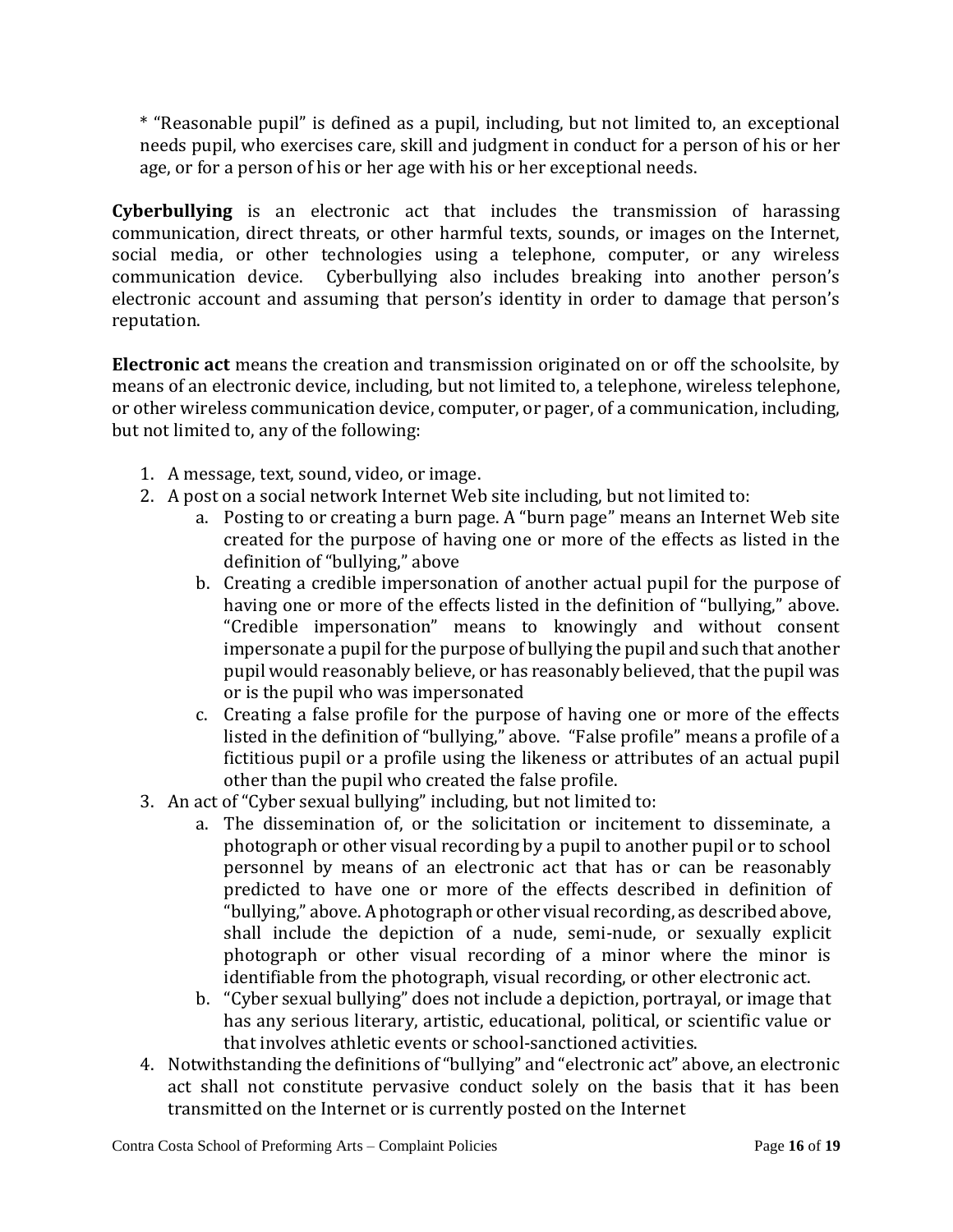* "Reasonable pupil" is defined as a pupil, including, but not limited to, an exceptional needs pupil, who exercises care, skill and judgment in conduct for a person of his or her age, or for a person of his or her age with his or her exceptional needs.

**Cyberbullying** is an electronic act that includes the transmission of harassing communication, direct threats, or other harmful texts, sounds, or images on the Internet, social media, or other technologies using a telephone, computer, or any wireless communication device. Cyberbullying also includes breaking into another person's electronic account and assuming that person's identity in order to damage that person's reputation.

**Electronic act** means the creation and transmission originated on or off the schoolsite, by means of an electronic device, including, but not limited to, a telephone, wireless telephone, or other wireless communication device, computer, or pager, of a communication, including, but not limited to, any of the following:

1. A message, text, sound, video, or image.
2. A post on a social network Internet Web site including, but not limited to:
    a. Posting to or creating a burn page. A "burn page" means an Internet Web site created for the purpose of having one or more of the effects as listed in the definition of "bullying," above
    b. Creating a credible impersonation of another actual pupil for the purpose of having one or more of the effects listed in the definition of "bullying," above. "Credible impersonation" means to knowingly and without consent impersonate a pupil for the purpose of bullying the pupil and such that another pupil would reasonably believe, or has reasonably believed, that the pupil was or is the pupil who was impersonated
    c. Creating a false profile for the purpose of having one or more of the effects listed in the definition of "bullying," above. "False profile" means a profile of a fictitious pupil or a profile using the likeness or attributes of an actual pupil other than the pupil who created the false profile.
3. An act of "Cyber sexual bullying" including, but not limited to:
    a. The dissemination of, or the solicitation or incitement to disseminate, a photograph or other visual recording by a pupil to another pupil or to school personnel by means of an electronic act that has or can be reasonably predicted to have one or more of the effects described in definition of "bullying," above. A photograph or other visual recording, as described above, shall include the depiction of a nude, semi-nude, or sexually explicit photograph or other visual recording of a minor where the minor is identifiable from the photograph, visual recording, or other electronic act.
    b. "Cyber sexual bullying" does not include a depiction, portrayal, or image that has any serious literary, artistic, educational, political, or scientific value or that involves athletic events or school-sanctioned activities.
4. Notwithstanding the definitions of "bullying" and "electronic act" above, an electronic act shall not constitute pervasive conduct solely on the basis that it has been transmitted on the Internet or is currently posted on the Internet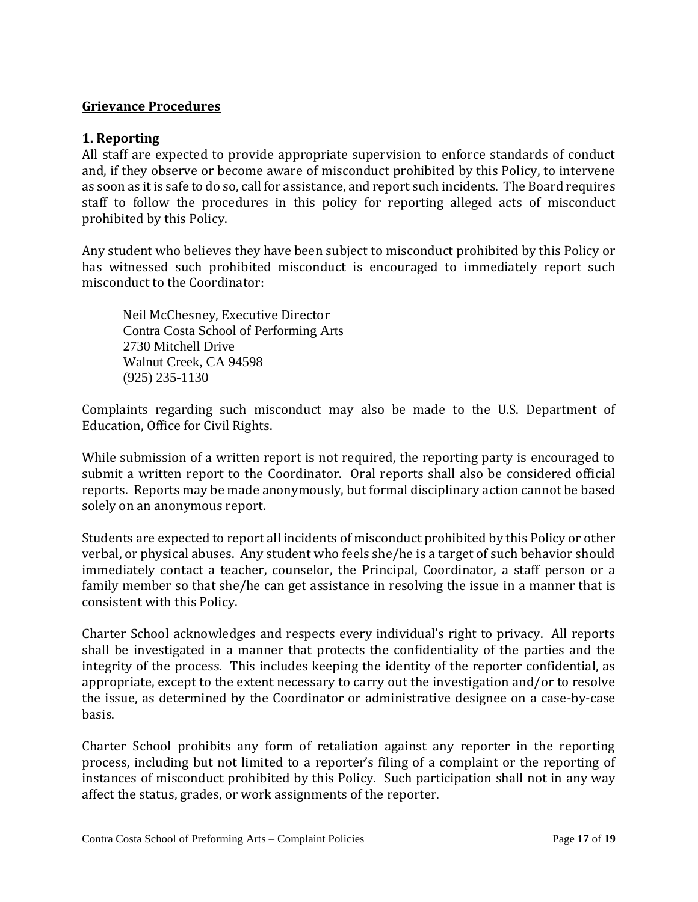## Grievance Procedures

### 1. Reporting

All staff are expected to provide appropriate supervision to enforce standards of conduct and, if they observe or become aware of misconduct prohibited by this Policy, to intervene as soon as it is safe to do so, call for assistance, and report such incidents. The Board requires staff to follow the procedures in this policy for reporting alleged acts of misconduct prohibited by this Policy.

Any student who believes they have been subject to misconduct prohibited by this Policy or has witnessed such prohibited misconduct is encouraged to immediately report such misconduct to the Coordinator:

> Neil McChesney, Executive Director
> Contra Costa School of Performing Arts
> 2730 Mitchell Drive
> Walnut Creek, CA 94598
> (925) 235-1130

Complaints regarding such misconduct may also be made to the U.S. Department of Education, Office for Civil Rights.

While submission of a written report is not required, the reporting party is encouraged to submit a written report to the Coordinator. Oral reports shall also be considered official reports. Reports may be made anonymously, but formal disciplinary action cannot be based solely on an anonymous report.

Students are expected to report all incidents of misconduct prohibited by this Policy or other verbal, or physical abuses. Any student who feels she/he is a target of such behavior should immediately contact a teacher, counselor, the Principal, Coordinator, a staff person or a family member so that she/he can get assistance in resolving the issue in a manner that is consistent with this Policy.

Charter School acknowledges and respects every individual's right to privacy. All reports shall be investigated in a manner that protects the confidentiality of the parties and the integrity of the process. This includes keeping the identity of the reporter confidential, as appropriate, except to the extent necessary to carry out the investigation and/or to resolve the issue, as determined by the Coordinator or administrative designee on a case-by-case basis.

Charter School prohibits any form of retaliation against any reporter in the reporting process, including but not limited to a reporter's filing of a complaint or the reporting of instances of misconduct prohibited by this Policy. Such participation shall not in any way affect the status, grades, or work assignments of the reporter.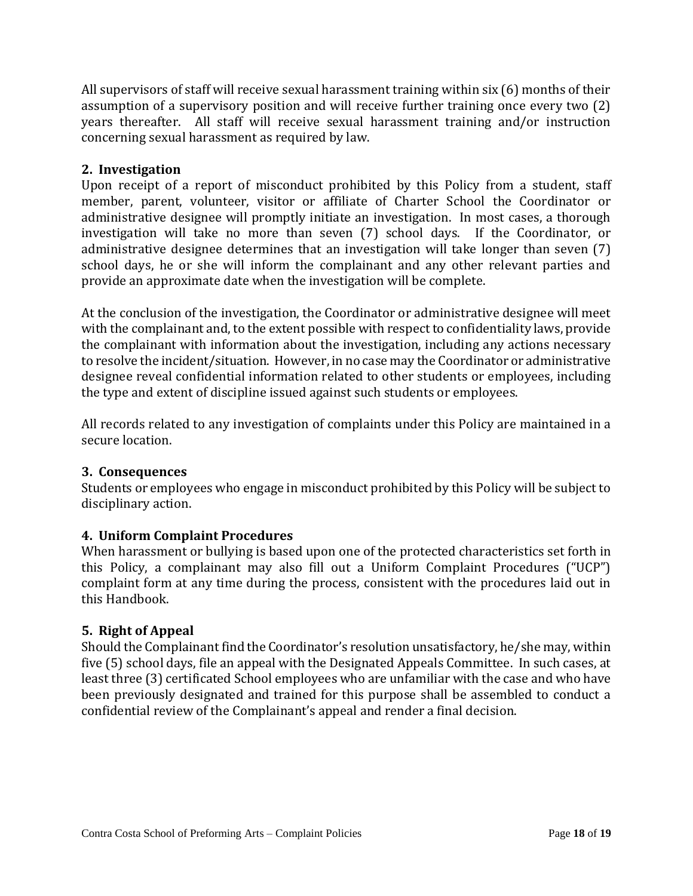All supervisors of staff will receive sexual harassment training within six (6) months of their assumption of a supervisory position and will receive further training once every two (2) years thereafter. All staff will receive sexual harassment training and/or instruction concerning sexual harassment as required by law.

### 2. Investigation

Upon receipt of a report of misconduct prohibited by this Policy from a student, staff member, parent, volunteer, visitor or affiliate of Charter School the Coordinator or administrative designee will promptly initiate an investigation. In most cases, a thorough investigation will take no more than seven (7) school days. If the Coordinator, or administrative designee determines that an investigation will take longer than seven (7) school days, he or she will inform the complainant and any other relevant parties and provide an approximate date when the investigation will be complete.

At the conclusion of the investigation, the Coordinator or administrative designee will meet with the complainant and, to the extent possible with respect to confidentiality laws, provide the complainant with information about the investigation, including any actions necessary to resolve the incident/situation. However, in no case may the Coordinator or administrative designee reveal confidential information related to other students or employees, including the type and extent of discipline issued against such students or employees.

All records related to any investigation of complaints under this Policy are maintained in a secure location.

### 3. Consequences

Students or employees who engage in misconduct prohibited by this Policy will be subject to disciplinary action.

### 4. Uniform Complaint Procedures

When harassment or bullying is based upon one of the protected characteristics set forth in this Policy, a complainant may also fill out a Uniform Complaint Procedures ("UCP") complaint form at any time during the process, consistent with the procedures laid out in this Handbook.

### 5. Right of Appeal

Should the Complainant find the Coordinator's resolution unsatisfactory, he/she may, within five (5) school days, file an appeal with the Designated Appeals Committee. In such cases, at least three (3) certificated School employees who are unfamiliar with the case and who have been previously designated and trained for this purpose shall be assembled to conduct a confidential review of the Complainant's appeal and render a final decision.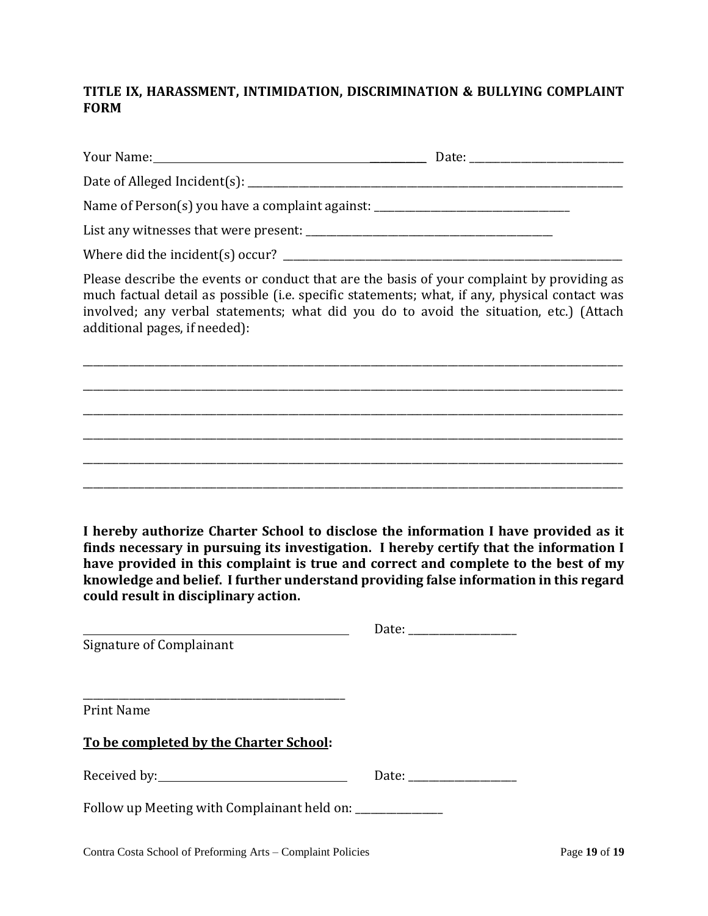**TITLE IX, HARASSMENT, INTIMIDATION, DISCRIMINATION & BULLYING COMPLAINT FORM**

Your Name:_______________________________________________ Date: ____________________________

Date of Alleged Incident(s): ___________________________________________________________________________

Name of Person(s) you have a complaint against: ____________________________________

List any witnesses that were present: _________________________________________________

Where did the incident(s) occur? ____________________________________________________________________

Please describe the events or conduct that are the basis of your complaint by providing as much factual detail as possible (i.e. specific statements; what, if any, physical contact was involved; any verbal statements; what did you do to avoid the situation, etc.) (Attach additional pages, if needed):

______________________________________________________________________________________________

______________________________________________________________________________________________

______________________________________________________________________________________________

______________________________________________________________________________________________

______________________________________________________________________________________________

______________________________________________________________________________________________

**I hereby authorize Charter School to disclose the information I have provided as it finds necessary in pursuing its investigation. I hereby certify that the information I have provided in this complaint is true and correct and complete to the best of my knowledge and belief. I further understand providing false information in this regard could result in disciplinary action.**

_______________________________________________ Date: ____________________

Signature of Complainant

_______________________________________________

Print Name

**<u>To be completed by the Charter School</u>:**

Received by:___________________________________ Date: ____________________

Follow up Meeting with Complainant held on: ________________